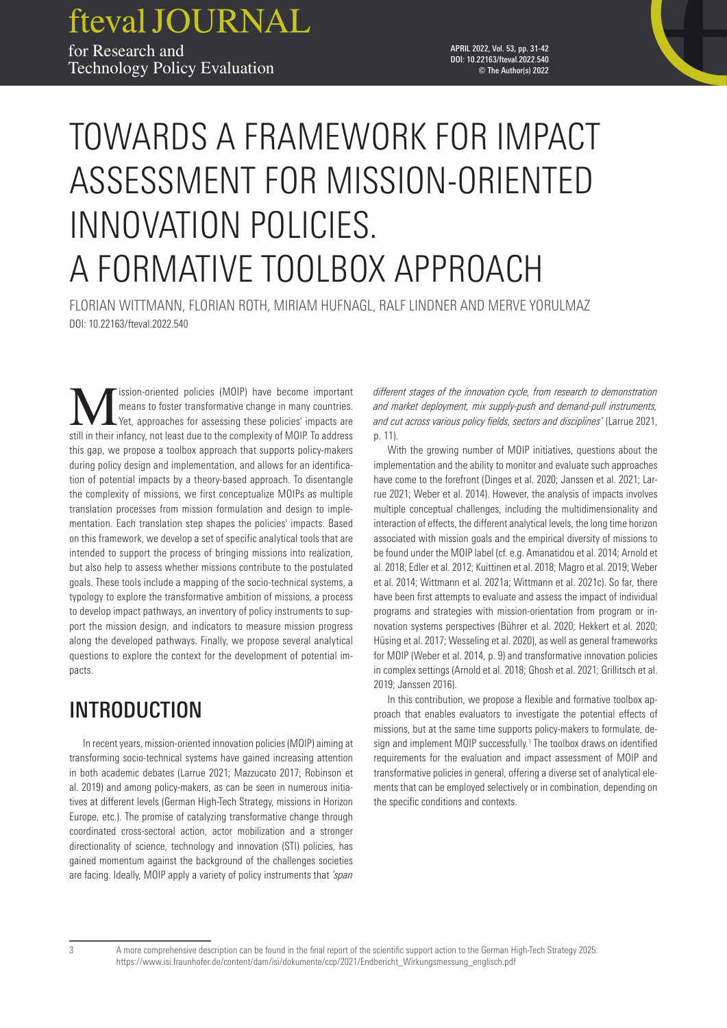# TOWARDS A FRAMEWORK FOR IMPACT ASSESSMENT FOR MISSION-ORIENTED INNOVATION POLICIES. A FORMATIVE TOOLBOX APPROACH

FLORIAN WITTMANN, FLORIAN ROTH, MIRIAM HUFNAGL, RALF LINDNER AND MERVE YORULMAZ
DOI: 10.22163/fteval.2022.540

Mission-oriented policies (MOIP) have become important means to foster transformative change in many countries. Yet, approaches for assessing these policies' impacts are still in their infancy, not least due to the complexity of MOIP. To address this gap, we propose a toolbox approach that supports policy-makers during policy design and implementation, and allows for an identification of potential impacts by a theory-based approach. To disentangle the complexity of missions, we first conceptualize MOIPs as multiple translation processes from mission formulation and design to implementation. Each translation step shapes the policies' impacts. Based on this framework, we develop a set of specific analytical tools that are intended to support the process of bringing missions into realization, but also help to assess whether missions contribute to the postulated goals. These tools include a mapping of the socio-technical systems, a typology to explore the transformative ambition of missions, a process to develop impact pathways, an inventory of policy instruments to support the mission design, and indicators to measure mission progress along the developed pathways. Finally, we propose several analytical questions to explore the context for the development of potential impacts.

## INTRODUCTION

In recent years, mission-oriented innovation policies (MOIP) aiming at transforming socio-technical systems have gained increasing attention in both academic debates (Larrue 2021; Mazzucato 2017; Robinson et al. 2019) and among policy-makers, as can be seen in numerous initiatives at different levels (German High-Tech Strategy, missions in Horizon Europe, etc.). The promise of catalyzing transformative change through coordinated cross-sectoral action, actor mobilization and a stronger directionality of science, technology and innovation (STI) policies, has gained momentum against the background of the challenges societies are facing. Ideally, MOIP apply a variety of policy instruments that *'span different stages of the innovation cycle, from research to demonstration and market deployment, mix supply-push and demand-pull instruments, and cut across various policy fields, sectors and disciplines'* (Larrue 2021, p. 11).

With the growing number of MOIP initiatives, questions about the implementation and the ability to monitor and evaluate such approaches have come to the forefront (Dinges et al. 2020; Janssen et al. 2021; Larrue 2021; Weber et al. 2014). However, the analysis of impacts involves multiple conceptual challenges, including the multidimensionality and interaction of effects, the different analytical levels, the long time horizon associated with mission goals and the empirical diversity of missions to be found under the MOIP label (cf. e.g. Amanatidou et al. 2014; Arnold et al. 2018; Edler et al. 2012; Kuittinen et al. 2018; Magro et al. 2019; Weber et al. 2014; Wittmann et al. 2021a; Wittmann et al. 2021c). So far, there have been first attempts to evaluate and assess the impact of individual programs and strategies with mission-orientation from program or innovation systems perspectives (Bührer et al. 2020; Hekkert et al. 2020; Hüsing et al. 2017; Wesseling et al. 2020), as well as general frameworks for MOIP (Weber et al. 2014, p. 9) and transformative innovation policies in complex settings (Arnold et al. 2018; Ghosh et al. 2021; Grillitsch et al. 2019; Janssen 2016).

In this contribution, we propose a flexible and formative toolbox approach that enables evaluators to investigate the potential effects of missions, but at the same time supports policy-makers to formulate, design and implement MOIP successfully.[1] The toolbox draws on identified requirements for the evaluation and impact assessment of MOIP and transformative policies in general, offering a diverse set of analytical elements that can be employed selectively or in combination, depending on the specific conditions and contexts.

---

[1] A more comprehensive description can be found in the final report of the scientific support action to the German High-Tech Strategy 2025: https://www.isi.fraunhofer.de/content/dam/isi/dokumente/ccp/2021/Endbericht_Wirkungsmessung_englisch.pdf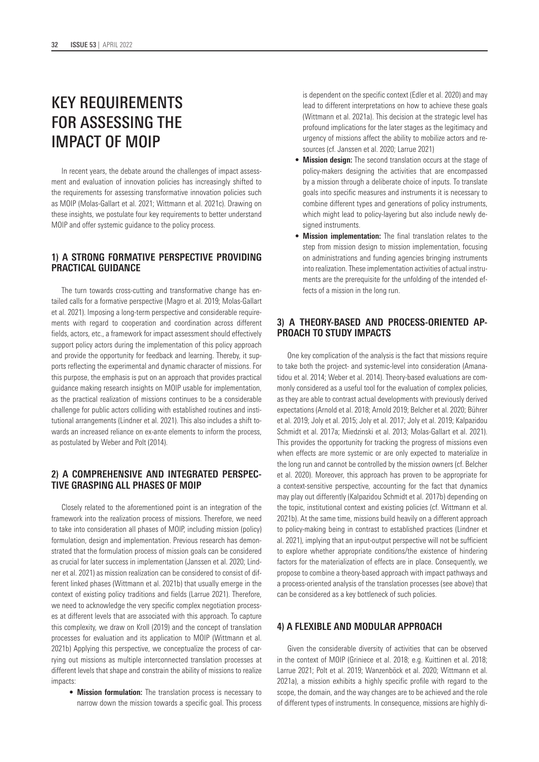# KEY REQUIREMENTS FOR ASSESSING THE IMPACT OF MOIP

In recent years, the debate around the challenges of impact assessment and evaluation of innovation policies has increasingly shifted to the requirements for assessing transformative innovation policies such as MOIP (Molas-Gallart et al. 2021; Wittmann et al. 2021c). Drawing on these insights, we postulate four key requirements to better understand MOIP and offer systemic guidance to the policy process.

## 1) A STRONG FORMATIVE PERSPECTIVE PROVIDING PRACTICAL GUIDANCE

The turn towards cross-cutting and transformative change has entailed calls for a formative perspective (Magro et al. 2019; Molas-Gallart et al. 2021). Imposing a long-term perspective and considerable requirements with regard to cooperation and coordination across different fields, actors, etc., a framework for impact assessment should effectively support policy actors during the implementation of this policy approach and provide the opportunity for feedback and learning. Thereby, it supports reflecting the experimental and dynamic character of missions. For this purpose, the emphasis is put on an approach that provides practical guidance making research insights on MOIP usable for implementation, as the practical realization of missions continues to be a considerable challenge for public actors colliding with established routines and institutional arrangements (Lindner et al. 2021). This also includes a shift towards an increased reliance on ex-ante elements to inform the process, as postulated by Weber and Polt (2014).

## 2) A COMPREHENSIVE AND INTEGRATED PERSPECTIVE GRASPING ALL PHASES OF MOIP

Closely related to the aforementioned point is an integration of the framework into the realization process of missions. Therefore, we need to take into consideration all phases of MOIP, including mission (policy) formulation, design and implementation. Previous research has demonstrated that the formulation process of mission goals can be considered as crucial for later success in implementation (Janssen et al. 2020; Lindner et al. 2021) as mission realization can be considered to consist of different linked phases (Wittmann et al. 2021b) that usually emerge in the context of existing policy traditions and fields (Larrue 2021). Therefore, we need to acknowledge the very specific complex negotiation processes at different levels that are associated with this approach. To capture this complexity, we draw on Kroll (2019) and the concept of translation processes for evaluation and its application to MOIP (Wittmann et al. 2021b) Applying this perspective, we conceptualize the process of carrying out missions as multiple interconnected translation processes at different levels that shape and constrain the ability of missions to realize impacts:

- **Mission formulation:** The translation process is necessary to narrow down the mission towards a specific goal. This process is dependent on the specific context (Edler et al. 2020) and may lead to different interpretations on how to achieve these goals (Wittmann et al. 2021a). This decision at the strategic level has profound implications for the later stages as the legitimacy and urgency of missions affect the ability to mobilize actors and resources (cf. Janssen et al. 2020; Larrue 2021)
- **Mission design:** The second translation occurs at the stage of policy-makers designing the activities that are encompassed by a mission through a deliberate choice of inputs. To translate goals into specific measures and instruments it is necessary to combine different types and generations of policy instruments, which might lead to policy-layering but also include newly designed instruments.
- **Mission implementation:** The final translation relates to the step from mission design to mission implementation, focusing on administrations and funding agencies bringing instruments into realization. These implementation activities of actual instruments are the prerequisite for the unfolding of the intended effects of a mission in the long run.

## 3) A THEORY-BASED AND PROCESS-ORIENTED APPROACH TO STUDY IMPACTS

One key complication of the analysis is the fact that missions require to take both the project- and systemic-level into consideration (Amanatidou et al. 2014; Weber et al. 2014). Theory-based evaluations are commonly considered as a useful tool for the evaluation of complex policies, as they are able to contrast actual developments with previously derived expectations (Arnold et al. 2018; Arnold 2019; Belcher et al. 2020; Bührer et al. 2019; Joly et al. 2015; Joly et al. 2017; Joly et al. 2019; Kalpazidou Schmidt et al. 2017a; Miedzinski et al. 2013; Molas-Gallart et al. 2021). This provides the opportunity for tracking the progress of missions even when effects are more systemic or are only expected to materialize in the long run and cannot be controlled by the mission owners (cf. Belcher et al. 2020). Moreover, this approach has proven to be appropriate for a context-sensitive perspective, accounting for the fact that dynamics may play out differently (Kalpazidou Schmidt et al. 2017b) depending on the topic, institutional context and existing policies (cf. Wittmann et al. 2021b). At the same time, missions build heavily on a different approach to policy-making being in contrast to established practices (Lindner et al. 2021), implying that an input-output perspective will not be sufficient to explore whether appropriate conditions/the existence of hindering factors for the materialization of effects are in place. Consequently, we propose to combine a theory-based approach with impact pathways and a process-oriented analysis of the translation processes (see above) that can be considered as a key bottleneck of such policies.

## 4) A FLEXIBLE AND MODULAR APPROACH

Given the considerable diversity of activities that can be observed in the context of MOIP (Griniece et al. 2018; e.g. Kuittinen et al. 2018; Larrue 2021; Polt et al. 2019; Wanzenböck et al. 2020; Wittmann et al. 2021a), a mission exhibits a highly specific profile with regard to the scope, the domain, and the way changes are to be achieved and the role of different types of instruments. In consequence, missions are highly di-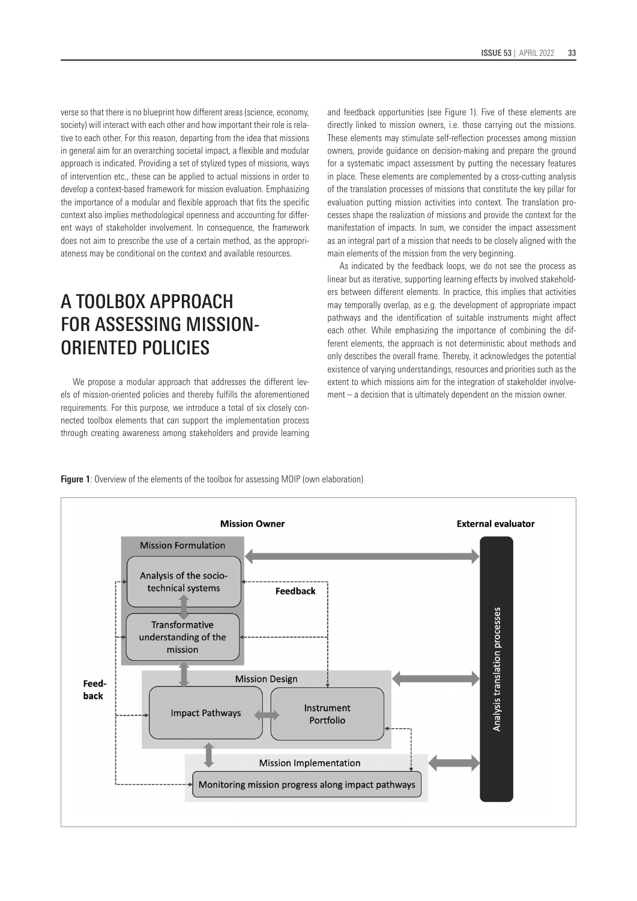verse so that there is no blueprint how different areas (science, economy, society) will interact with each other and how important their role is relative to each other. For this reason, departing from the idea that missions in general aim for an overarching societal impact, a flexible and modular approach is indicated. Providing a set of stylized types of missions, ways of intervention etc., these can be applied to actual missions in order to develop a context-based framework for mission evaluation. Emphasizing the importance of a modular and flexible approach that fits the specific context also implies methodological openness and accounting for different ways of stakeholder involvement. In consequence, the framework does not aim to prescribe the use of a certain method, as the appropriateness may be conditional on the context and available resources.

# A TOOLBOX APPROACH FOR ASSESSING MISSION-ORIENTED POLICIES

We propose a modular approach that addresses the different levels of mission-oriented policies and thereby fulfills the aforementioned requirements. For this purpose, we introduce a total of six closely connected toolbox elements that can support the implementation process through creating awareness among stakeholders and provide learning and feedback opportunities (see Figure 1). Five of these elements are directly linked to mission owners, i.e. those carrying out the missions. These elements may stimulate self-reflection processes among mission owners, provide guidance on decision-making and prepare the ground for a systematic impact assessment by putting the necessary features in place. These elements are complemented by a cross-cutting analysis of the translation processes of missions that constitute the key pillar for evaluation putting mission activities into context. The translation processes shape the realization of missions and provide the context for the manifestation of impacts. In sum, we consider the impact assessment as an integral part of a mission that needs to be closely aligned with the main elements of the mission from the very beginning.

As indicated by the feedback loops, we do not see the process as linear but as iterative, supporting learning effects by involved stakeholders between different elements. In practice, this implies that activities may temporally overlap, as e.g. the development of appropriate impact pathways and the identification of suitable instruments might affect each other. While emphasizing the importance of combining the different elements, the approach is not deterministic about methods and only describes the overall frame. Thereby, it acknowledges the potential existence of varying understandings, resources and priorities such as the extent to which missions aim for the integration of stakeholder involvement – a decision that is ultimately dependent on the mission owner.

**Figure 1**: Overview of the elements of the toolbox for assessing MOIP (own elaboration)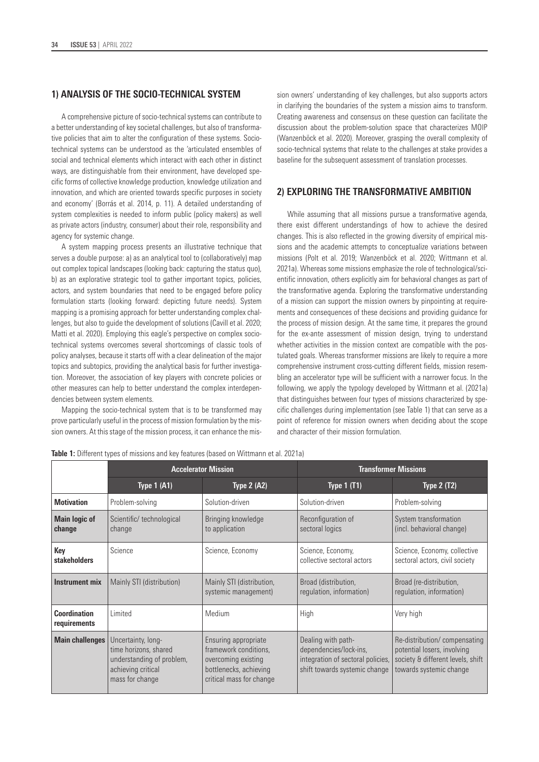## 1) ANALYSIS OF THE SOCIO-TECHNICAL SYSTEM

A comprehensive picture of socio-technical systems can contribute to a better understanding of key societal challenges, but also of transformative policies that aim to alter the configuration of these systems. Socio-technical systems can be understood as the 'articulated ensembles of social and technical elements which interact with each other in distinct ways, are distinguishable from their environment, have developed specific forms of collective knowledge production, knowledge utilization and innovation, and which are oriented towards specific purposes in society and economy' (Borrás et al. 2014, p. 11). A detailed understanding of system complexities is needed to inform public (policy makers) as well as private actors (industry, consumer) about their role, responsibility and agency for systemic change.

A system mapping process presents an illustrative technique that serves a double purpose: a) as an analytical tool to (collaboratively) map out complex topical landscapes (looking back: capturing the status quo), b) as an explorative strategic tool to gather important topics, policies, actors, and system boundaries that need to be engaged before policy formulation starts (looking forward: depicting future needs). System mapping is a promising approach for better understanding complex challenges, but also to guide the development of solutions (Cavill et al. 2020; Matti et al. 2020). Employing this eagle's perspective on complex socio-technical systems overcomes several shortcomings of classic tools of policy analyses, because it starts off with a clear delineation of the major topics and subtopics, providing the analytical basis for further investigation. Moreover, the association of key players with concrete policies or other measures can help to better understand the complex interdependencies between system elements.

Mapping the socio-technical system that is to be transformed may prove particularly useful in the process of mission formulation by the mission owners. At this stage of the mission process, it can enhance the mission owners' understanding of key challenges, but also supports actors in clarifying the boundaries of the system a mission aims to transform. Creating awareness and consensus on these question can facilitate the discussion about the problem-solution space that characterizes MOIP (Wanzenböck et al. 2020). Moreover, grasping the overall complexity of socio-technical systems that relate to the challenges at stake provides a baseline for the subsequent assessment of translation processes.

## 2) EXPLORING THE TRANSFORMATIVE AMBITION

While assuming that all missions pursue a transformative agenda, there exist different understandings of how to achieve the desired changes. This is also reflected in the growing diversity of empirical missions and the academic attempts to conceptualize variations between missions (Polt et al. 2019; Wanzenböck et al. 2020; Wittmann et al. 2021a). Whereas some missions emphasize the role of technological/scientific innovation, others explicitly aim for behavioral changes as part of the transformative agenda. Exploring the transformative understanding of a mission can support the mission owners by pinpointing at requirements and consequences of these decisions and providing guidance for the process of mission design. At the same time, it prepares the ground for the ex-ante assessment of mission design, trying to understand whether activities in the mission context are compatible with the postulated goals. Whereas transformer missions are likely to require a more comprehensive instrument cross-cutting different fields, mission resembling an accelerator type will be sufficient with a narrower focus. In the following, we apply the typology developed by Wittmann et al. (2021a) that distinguishes between four types of missions characterized by specific challenges during implementation (see Table 1) that can serve as a point of reference for mission owners when deciding about the scope and character of their mission formulation.

**Table 1:** Different types of missions and key features (based on Wittmann et al. 2021a)

| | **Accelerator Mission** | | **Transformer Missions** | |
|---|---|---|---|---|
| | **Type 1 (A1)** | **Type 2 (A2)** | **Type 1 (T1)** | **Type 2 (T2)** |
| **Motivation** | Problem-solving | Solution-driven | Solution-driven | Problem-solving |
| **Main logic of change** | Scientific/ technological change | Bringing knowledge to application | Reconfiguration of sectoral logics | System transformation (incl. behavioral change) |
| **Key stakeholders** | Science | Science, Economy | Science, Economy, collective sectoral actors | Science, Economy, collective sectoral actors, civil society |
| **Instrument mix** | Mainly STI (distribution) | Mainly STI (distribution, systemic management) | Broad (distribution, regulation, information) | Broad (re-distribution, regulation, information) |
| **Coordination requirements** | Limited | Medium | High | Very high |
| **Main challenges** | Uncertainty, long-time horizons, shared understanding of problem, achieving critical mass for change | Ensuring appropriate framework conditions, overcoming existing bottlenecks, achieving critical mass for change | Dealing with path-dependencies/lock-ins, integration of sectoral policies, shift towards systemic change | Re-distribution/ compensating potential losers, involving society & different levels, shift towards systemic change |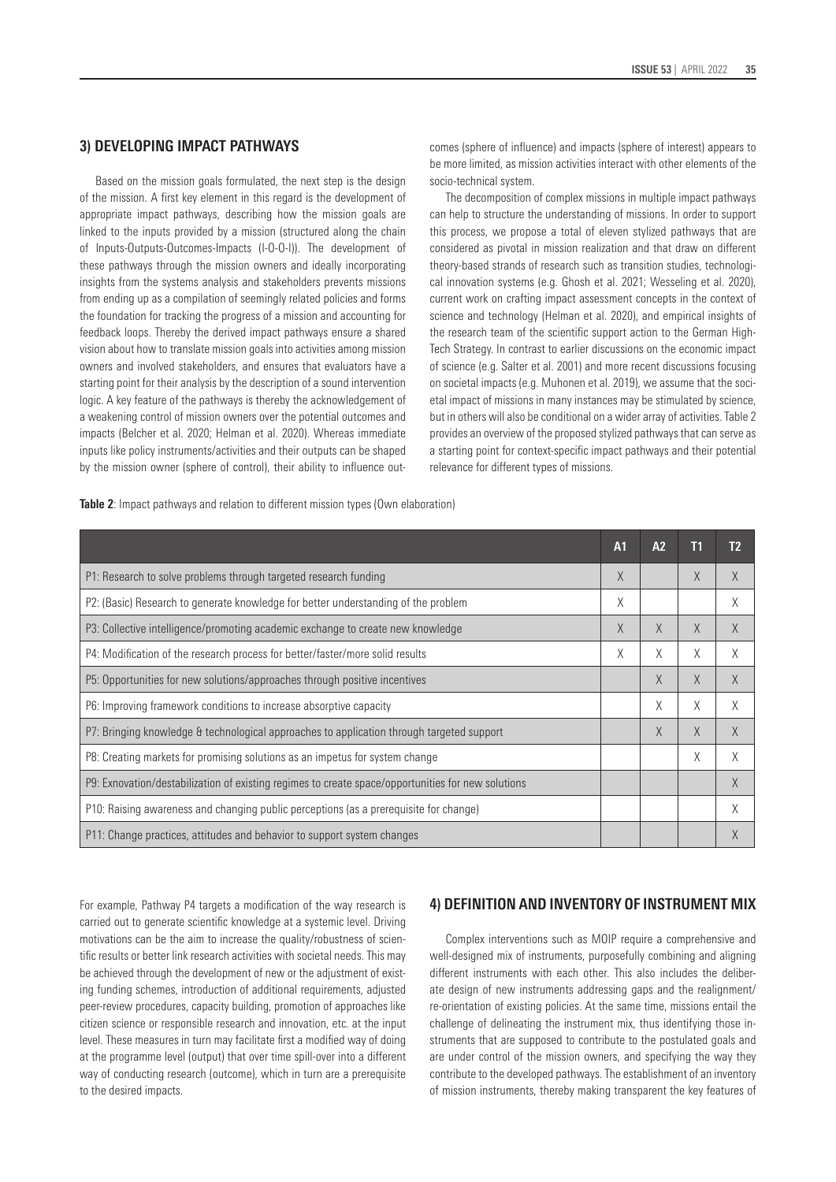### 3) DEVELOPING IMPACT PATHWAYS

Based on the mission goals formulated, the next step is the design of the mission. A first key element in this regard is the development of appropriate impact pathways, describing how the mission goals are linked to the inputs provided by a mission (structured along the chain of Inputs-Outputs-Outcomes-Impacts (I-O-O-I)). The development of these pathways through the mission owners and ideally incorporating insights from the systems analysis and stakeholders prevents missions from ending up as a compilation of seemingly related policies and forms the foundation for tracking the progress of a mission and accounting for feedback loops. Thereby the derived impact pathways ensure a shared vision about how to translate mission goals into activities among mission owners and involved stakeholders, and ensures that evaluators have a starting point for their analysis by the description of a sound intervention logic. A key feature of the pathways is thereby the acknowledgement of a weakening control of mission owners over the potential outcomes and impacts (Belcher et al. 2020; Helman et al. 2020). Whereas immediate inputs like policy instruments/activities and their outputs can be shaped by the mission owner (sphere of control), their ability to influence outcomes (sphere of influence) and impacts (sphere of interest) appears to be more limited, as mission activities interact with other elements of the socio-technical system.

The decomposition of complex missions in multiple impact pathways can help to structure the understanding of missions. In order to support this process, we propose a total of eleven stylized pathways that are considered as pivotal in mission realization and that draw on different theory-based strands of research such as transition studies, technological innovation systems (e.g. Ghosh et al. 2021; Wesseling et al. 2020), current work on crafting impact assessment concepts in the context of science and technology (Helman et al. 2020), and empirical insights of the research team of the scientific support action to the German High-Tech Strategy. In contrast to earlier discussions on the economic impact of science (e.g. Salter et al. 2001) and more recent discussions focusing on societal impacts (e.g. Muhonen et al. 2019), we assume that the societal impact of missions in many instances may be stimulated by science, but in others will also be conditional on a wider array of activities. Table 2 provides an overview of the proposed stylized pathways that can serve as a starting point for context-specific impact pathways and their potential relevance for different types of missions.

**Table 2**: Impact pathways and relation to different mission types (Own elaboration)

| | A1 | A2 | T1 | T2 |
|---|---|---|---|---|
| P1: Research to solve problems through targeted research funding | X | | X | X |
| P2: (Basic) Research to generate knowledge for better understanding of the problem | X | | | X |
| P3: Collective intelligence/promoting academic exchange to create new knowledge | X | X | X | X |
| P4: Modification of the research process for better/faster/more solid results | X | X | X | X |
| P5: Opportunities for new solutions/approaches through positive incentives | | X | X | X |
| P6: Improving framework conditions to increase absorptive capacity | | X | X | X |
| P7: Bringing knowledge & technological approaches to application through targeted support | | X | X | X |
| P8: Creating markets for promising solutions as an impetus for system change | | | X | X |
| P9: Exnovation/destabilization of existing regimes to create space/opportunities for new solutions | | | | X |
| P10: Raising awareness and changing public perceptions (as a prerequisite for change) | | | | X |
| P11: Change practices, attitudes and behavior to support system changes | | | | X |

For example, Pathway P4 targets a modification of the way research is carried out to generate scientific knowledge at a systemic level. Driving motivations can be the aim to increase the quality/robustness of scientific results or better link research activities with societal needs. This may be achieved through the development of new or the adjustment of existing funding schemes, introduction of additional requirements, adjusted peer-review procedures, capacity building, promotion of approaches like citizen science or responsible research and innovation, etc. at the input level. These measures in turn may facilitate first a modified way of doing at the programme level (output) that over time spill-over into a different way of conducting research (outcome), which in turn are a prerequisite to the desired impacts.

### 4) DEFINITION AND INVENTORY OF INSTRUMENT MIX

Complex interventions such as MOIP require a comprehensive and well-designed mix of instruments, purposefully combining and aligning different instruments with each other. This also includes the deliberate design of new instruments addressing gaps and the realignment/re-orientation of existing policies. At the same time, missions entail the challenge of delineating the instrument mix, thus identifying those instruments that are supposed to contribute to the postulated goals and are under control of the mission owners, and specifying the way they contribute to the developed pathways. The establishment of an inventory of mission instruments, thereby making transparent the key features of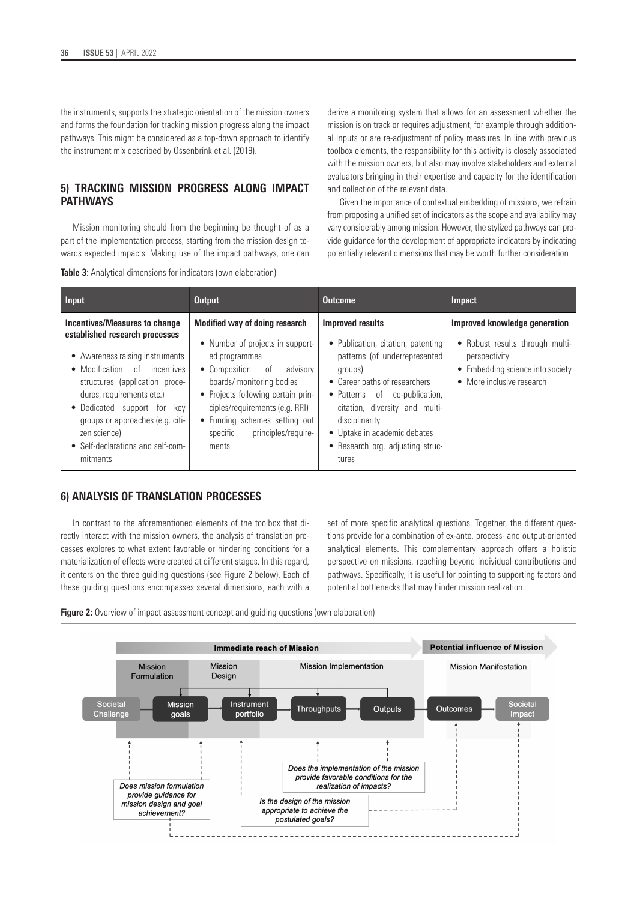the instruments, supports the strategic orientation of the mission owners and forms the foundation for tracking mission progress along the impact pathways. This might be considered as a top-down approach to identify the instrument mix described by Ossenbrink et al. (2019).

## 5) TRACKING MISSION PROGRESS ALONG IMPACT PATHWAYS

Mission monitoring should from the beginning be thought of as a part of the implementation process, starting from the mission design towards expected impacts. Making use of the impact pathways, one can derive a monitoring system that allows for an assessment whether the mission is on track or requires adjustment, for example through additional inputs or are re-adjustment of policy measures. In line with previous toolbox elements, the responsibility for this activity is closely associated with the mission owners, but also may involve stakeholders and external evaluators bringing in their expertise and capacity for the identification and collection of the relevant data.

Given the importance of contextual embedding of missions, we refrain from proposing a unified set of indicators as the scope and availability may vary considerably among mission. However, the stylized pathways can provide guidance for the development of appropriate indicators by indicating potentially relevant dimensions that may be worth further consideration

**Table 3**: Analytical dimensions for indicators (own elaboration)

| Input | Output | Outcome | Impact |
|---|---|---|---|
| **Incentives/Measures to change established research processes**<br>• Awareness raising instruments<br>• Modification of incentives structures (application procedures, requirements etc.)<br>• Dedicated support for key groups or approaches (e.g. citizen science)<br>• Self-declarations and self-commitments | **Modified way of doing research**<br>• Number of projects in supported programmes<br>• Composition of advisory boards/ monitoring bodies<br>• Projects following certain principles/requirements (e.g. RRI)<br>• Funding schemes setting out specific principles/requirements | **Improved results**<br>• Publication, citation, patenting patterns (of underrepresented groups)<br>• Career paths of researchers<br>• Patterns of co-publication, citation, diversity and multidisciplinarity<br>• Uptake in academic debates<br>• Research org. adjusting structures | **Improved knowledge generation**<br>• Robust results through multi-perspectivity<br>• Embedding science into society<br>• More inclusive research |

## 6) ANALYSIS OF TRANSLATION PROCESSES

In contrast to the aforementioned elements of the toolbox that directly interact with the mission owners, the analysis of translation processes explores to what extent favorable or hindering conditions for a materialization of effects were created at different stages. In this regard, it centers on the three guiding questions (see Figure 2 below). Each of these guiding questions encompasses several dimensions, each with a set of more specific analytical questions. Together, the different questions provide for a combination of ex-ante, process- and output-oriented analytical elements. This complementary approach offers a holistic perspective on missions, reaching beyond individual contributions and pathways. Specifically, it is useful for pointing to supporting factors and potential bottlenecks that may hinder mission realization.

**Figure 2:** Overview of impact assessment concept and guiding questions (own elaboration)

Immediate reach of Mission | Potential influence of Mission

Mission Formulation | Mission Design | Mission Implementation | Mission Manifestation

Societal Challenge → Mission goals → Instrument portfolio → Throughputs → Outputs → Outcomes → Societal Impact

*Does mission formulation provide guidance for mission design and goal achievement?*

*Is the design of the mission appropriate to achieve the postulated goals?*

*Does the implementation of the mission provide favorable conditions for the realization of impacts?*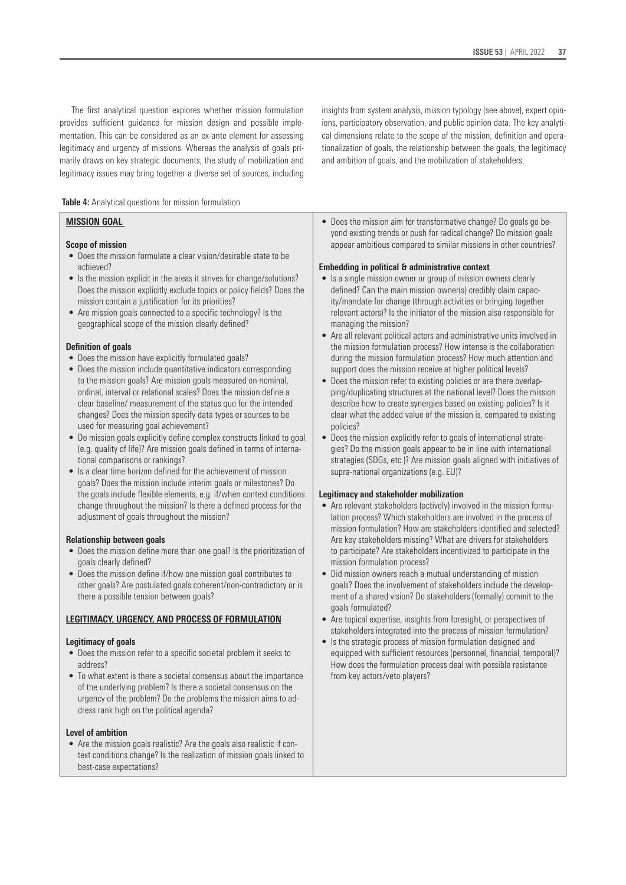The first analytical question explores whether mission formulation provides sufficient guidance for mission design and possible implementation. This can be considered as an ex-ante element for assessing legitimacy and urgency of missions. Whereas the analysis of goals primarily draws on key strategic documents, the study of mobilization and legitimacy issues may bring together a diverse set of sources, including insights from system analysis, mission typology (see above), expert opinions, participatory observation, and public opinion data. The key analytical dimensions relate to the scope of the mission, definition and operationalization of goals, the relationship between the goals, the legitimacy and ambition of goals, and the mobilization of stakeholders.

**Table 4:** Analytical questions for mission formulation

## MISSION GOAL

### Scope of mission

- Does the mission formulate a clear vision/desirable state to be achieved?
- Is the mission explicit in the areas it strives for change/solutions? Does the mission explicitly exclude topics or policy fields? Does the mission contain a justification for its priorities?
- Are mission goals connected to a specific technology? Is the geographical scope of the mission clearly defined?

### Definition of goals

- Does the mission have explicitly formulated goals?
- Does the mission include quantitative indicators corresponding to the mission goals? Are mission goals measured on nominal, ordinal, interval or relational scales? Does the mission define a clear baseline/ measurement of the status quo for the intended changes? Does the mission specify data types or sources to be used for measuring goal achievement?
- Do mission goals explicitly define complex constructs linked to goal (e.g. quality of life)? Are mission goals defined in terms of international comparisons or rankings?
- Is a clear time horizon defined for the achievement of mission goals? Does the mission include interim goals or milestones? Do the goals include flexible elements, e.g. if/when context conditions change throughout the mission? Is there a defined process for the adjustment of goals throughout the mission?

### Relationship between goals

- Does the mission define more than one goal? Is the prioritization of goals clearly defined?
- Does the mission define if/how one mission goal contributes to other goals? Are postulated goals coherent/non-contradictory or is there a possible tension between goals?

## LEGITIMACY, URGENCY, AND PROCESS OF FORMULATION

### Legitimacy of goals

- Does the mission refer to a specific societal problem it seeks to address?
- To what extent is there a societal consensus about the importance of the underlying problem? Is there a societal consensus on the urgency of the problem? Do the problems the mission aims to address rank high on the political agenda?

### Level of ambition

- Are the mission goals realistic? Are the goals also realistic if context conditions change? Is the realization of mission goals linked to best-case expectations?
- Does the mission aim for transformative change? Do goals go beyond existing trends or push for radical change? Do mission goals appear ambitious compared to similar missions in other countries?

### Embedding in political & administrative context

- Is a single mission owner or group of mission owners clearly defined? Can the main mission owner(s) credibly claim capacity/mandate for change (through activities or bringing together relevant actors)? Is the initiator of the mission also responsible for managing the mission?
- Are all relevant political actors and administrative units involved in the mission formulation process? How intense is the collaboration during the mission formulation process? How much attention and support does the mission receive at higher political levels?
- Does the mission refer to existing policies or are there overlapping/duplicating structures at the national level? Does the mission describe how to create synergies based on existing policies? Is it clear what the added value of the mission is, compared to existing policies?
- Does the mission explicitly refer to goals of international strategies? Do the mission goals appear to be in line with international strategies (SDGs, etc.)? Are mission goals aligned with initiatives of supra-national organizations (e.g. EU)?

### Legitimacy and stakeholder mobilization

- Are relevant stakeholders (actively) involved in the mission formulation process? Which stakeholders are involved in the process of mission formulation? How are stakeholders identified and selected? Are key stakeholders missing? What are drivers for stakeholders to participate? Are stakeholders incentivized to participate in the mission formulation process?
- Did mission owners reach a mutual understanding of mission goals? Does the involvement of stakeholders include the development of a shared vision? Do stakeholders (formally) commit to the goals formulated?
- Are topical expertise, insights from foresight, or perspectives of stakeholders integrated into the process of mission formulation?
- Is the strategic process of mission formulation designed and equipped with sufficient resources (personnel, financial, temporal)? How does the formulation process deal with possible resistance from key actors/veto players?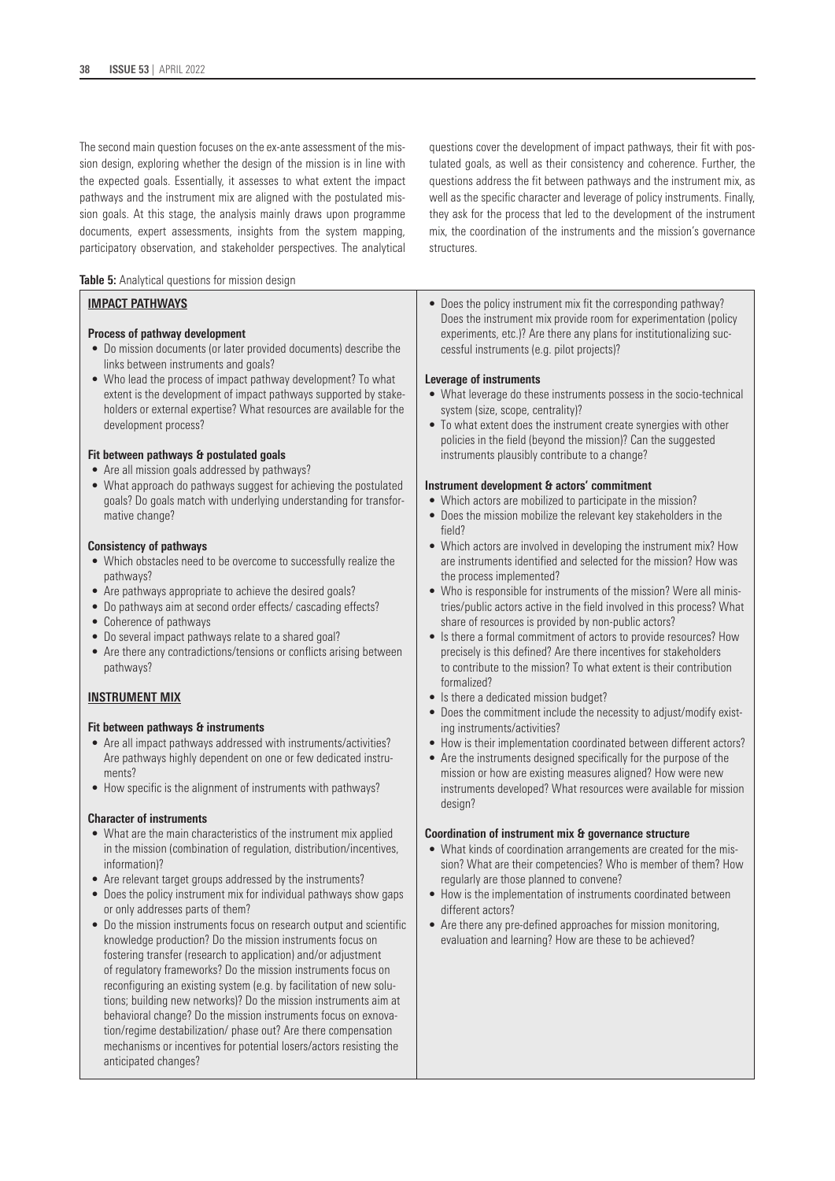The second main question focuses on the ex-ante assessment of the mission design, exploring whether the design of the mission is in line with the expected goals. Essentially, it assesses to what extent the impact pathways and the instrument mix are aligned with the postulated mission goals. At this stage, the analysis mainly draws upon programme documents, expert assessments, insights from the system mapping, participatory observation, and stakeholder perspectives. The analytical questions cover the development of impact pathways, their fit with postulated goals, as well as their consistency and coherence. Further, the questions address the fit between pathways and the instrument mix, as well as the specific character and leverage of policy instruments. Finally, they ask for the process that led to the development of the instrument mix, the coordination of the instruments and the mission's governance structures.

**Table 5:** Analytical questions for mission design

**IMPACT PATHWAYS**

**Process of pathway development**

- Do mission documents (or later provided documents) describe the links between instruments and goals?
- Who lead the process of impact pathway development? To what extent is the development of impact pathways supported by stakeholders or external expertise? What resources are available for the development process?

**Fit between pathways & postulated goals**

- Are all mission goals addressed by pathways?
- What approach do pathways suggest for achieving the postulated goals? Do goals match with underlying understanding for transformative change?

**Consistency of pathways**

- Which obstacles need to be overcome to successfully realize the pathways?
- Are pathways appropriate to achieve the desired goals?
- Do pathways aim at second order effects/ cascading effects?
- Coherence of pathways
- Do several impact pathways relate to a shared goal?
- Are there any contradictions/tensions or conflicts arising between pathways?

**INSTRUMENT MIX**

**Fit between pathways & instruments**

- Are all impact pathways addressed with instruments/activities? Are pathways highly dependent on one or few dedicated instruments?
- How specific is the alignment of instruments with pathways?

**Character of instruments**

- What are the main characteristics of the instrument mix applied in the mission (combination of regulation, distribution/incentives, information)?
- Are relevant target groups addressed by the instruments?
- Does the policy instrument mix for individual pathways show gaps or only addresses parts of them?
- Do the mission instruments focus on research output and scientific knowledge production? Do the mission instruments focus on fostering transfer (research to application) and/or adjustment of regulatory frameworks? Do the mission instruments focus on reconfiguring an existing system (e.g. by facilitation of new solutions; building new networks)? Do the mission instruments aim at behavioral change? Do the mission instruments focus on exnovation/regime destabilization/ phase out? Are there compensation mechanisms or incentives for potential losers/actors resisting the anticipated changes?
- Does the policy instrument mix fit the corresponding pathway? Does the instrument mix provide room for experimentation (policy experiments, etc.)? Are there any plans for institutionalizing successful instruments (e.g. pilot projects)?

**Leverage of instruments**

- What leverage do these instruments possess in the socio-technical system (size, scope, centrality)?
- To what extent does the instrument create synergies with other policies in the field (beyond the mission)? Can the suggested instruments plausibly contribute to a change?

**Instrument development & actors' commitment**

- Which actors are mobilized to participate in the mission?
- Does the mission mobilize the relevant key stakeholders in the field?
- Which actors are involved in developing the instrument mix? How are instruments identified and selected for the mission? How was the process implemented?
- Who is responsible for instruments of the mission? Were all ministries/public actors active in the field involved in this process? What share of resources is provided by non-public actors?
- Is there a formal commitment of actors to provide resources? How precisely is this defined? Are there incentives for stakeholders to contribute to the mission? To what extent is their contribution formalized?
- Is there a dedicated mission budget?
- Does the commitment include the necessity to adjust/modify existing instruments/activities?
- How is their implementation coordinated between different actors?
- Are the instruments designed specifically for the purpose of the mission or how are existing measures aligned? How were new instruments developed? What resources were available for mission design?

**Coordination of instrument mix & governance structure**

- What kinds of coordination arrangements are created for the mission? What are their competencies? Who is member of them? How regularly are those planned to convene?
- How is the implementation of instruments coordinated between different actors?
- Are there any pre-defined approaches for mission monitoring, evaluation and learning? How are these to be achieved?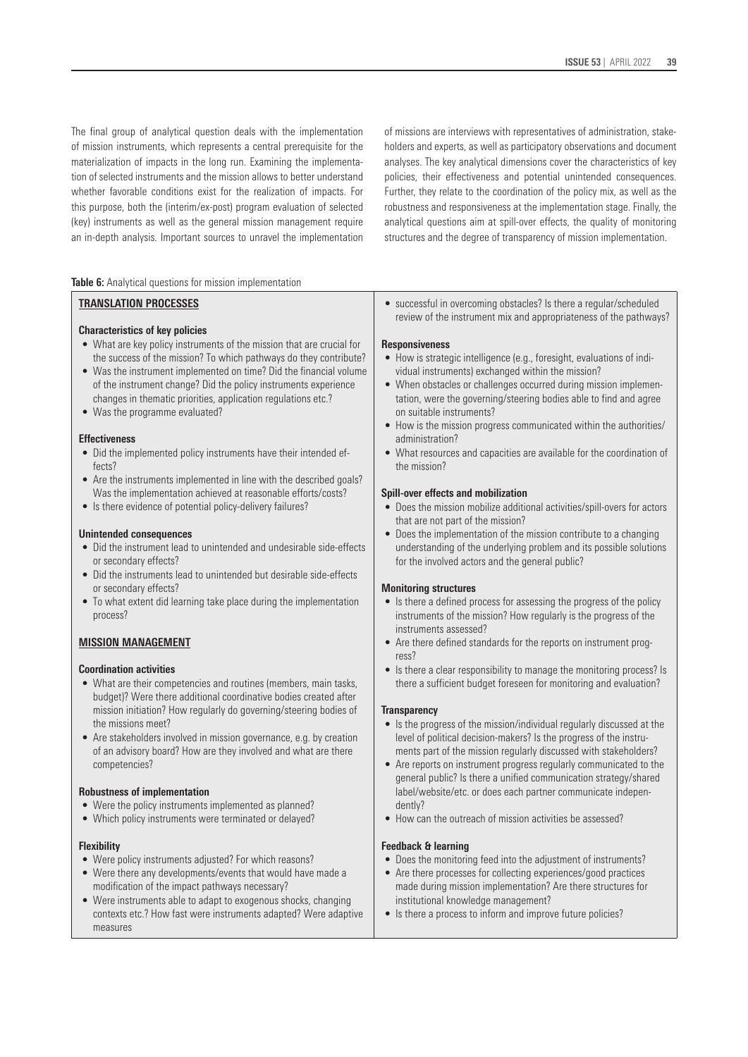The final group of analytical question deals with the implementation of mission instruments, which represents a central prerequisite for the materialization of impacts in the long run. Examining the implementation of selected instruments and the mission allows to better understand whether favorable conditions exist for the realization of impacts. For this purpose, both the (interim/ex-post) program evaluation of selected (key) instruments as well as the general mission management require an in-depth analysis. Important sources to unravel the implementation of missions are interviews with representatives of administration, stakeholders and experts, as well as participatory observations and document analyses. The key analytical dimensions cover the characteristics of key policies, their effectiveness and potential unintended consequences. Further, they relate to the coordination of the policy mix, as well as the robustness and responsiveness at the implementation stage. Finally, the analytical questions aim at spill-over effects, the quality of monitoring structures and the degree of transparency of mission implementation.

**Table 6:** Analytical questions for mission implementation

**TRANSLATION PROCESSES**

**Characteristics of key policies**

- What are key policy instruments of the mission that are crucial for the success of the mission? To which pathways do they contribute?
- Was the instrument implemented on time? Did the financial volume of the instrument change? Did the policy instruments experience changes in thematic priorities, application regulations etc.?
- Was the programme evaluated?

**Effectiveness**

- Did the implemented policy instruments have their intended effects?
- Are the instruments implemented in line with the described goals? Was the implementation achieved at reasonable efforts/costs?
- Is there evidence of potential policy-delivery failures?

**Unintended consequences**

- Did the instrument lead to unintended and undesirable side-effects or secondary effects?
- Did the instruments lead to unintended but desirable side-effects or secondary effects?
- To what extent did learning take place during the implementation process?

**MISSION MANAGEMENT**

**Coordination activities**

- What are their competencies and routines (members, main tasks, budget)? Were there additional coordinative bodies created after mission initiation? How regularly do governing/steering bodies of the missions meet?
- Are stakeholders involved in mission governance, e.g. by creation of an advisory board? How are they involved and what are there competencies?

**Robustness of implementation**

- Were the policy instruments implemented as planned?
- Which policy instruments were terminated or delayed?

**Flexibility**

- Were policy instruments adjusted? For which reasons?
- Were there any developments/events that would have made a modification of the impact pathways necessary?
- Were instruments able to adapt to exogenous shocks, changing contexts etc.? How fast were instruments adapted? Were adaptive measures
- successful in overcoming obstacles? Is there a regular/scheduled review of the instrument mix and appropriateness of the pathways?

**Responsiveness**

- How is strategic intelligence (e.g., foresight, evaluations of individual instruments) exchanged within the mission?
- When obstacles or challenges occurred during mission implementation, were the governing/steering bodies able to find and agree on suitable instruments?
- How is the mission progress communicated within the authorities/administration?
- What resources and capacities are available for the coordination of the mission?

**Spill-over effects and mobilization**

- Does the mission mobilize additional activities/spill-overs for actors that are not part of the mission?
- Does the implementation of the mission contribute to a changing understanding of the underlying problem and its possible solutions for the involved actors and the general public?

**Monitoring structures**

- Is there a defined process for assessing the progress of the policy instruments of the mission? How regularly is the progress of the instruments assessed?
- Are there defined standards for the reports on instrument progress?
- Is there a clear responsibility to manage the monitoring process? Is there a sufficient budget foreseen for monitoring and evaluation?

**Transparency**

- Is the progress of the mission/individual regularly discussed at the level of political decision-makers? Is the progress of the instruments part of the mission regularly discussed with stakeholders?
- Are reports on instrument progress regularly communicated to the general public? Is there a unified communication strategy/shared label/website/etc. or does each partner communicate independently?
- How can the outreach of mission activities be assessed?

**Feedback & learning**

- Does the monitoring feed into the adjustment of instruments?
- Are there processes for collecting experiences/good practices made during mission implementation? Are there structures for institutional knowledge management?
- Is there a process to inform and improve future policies?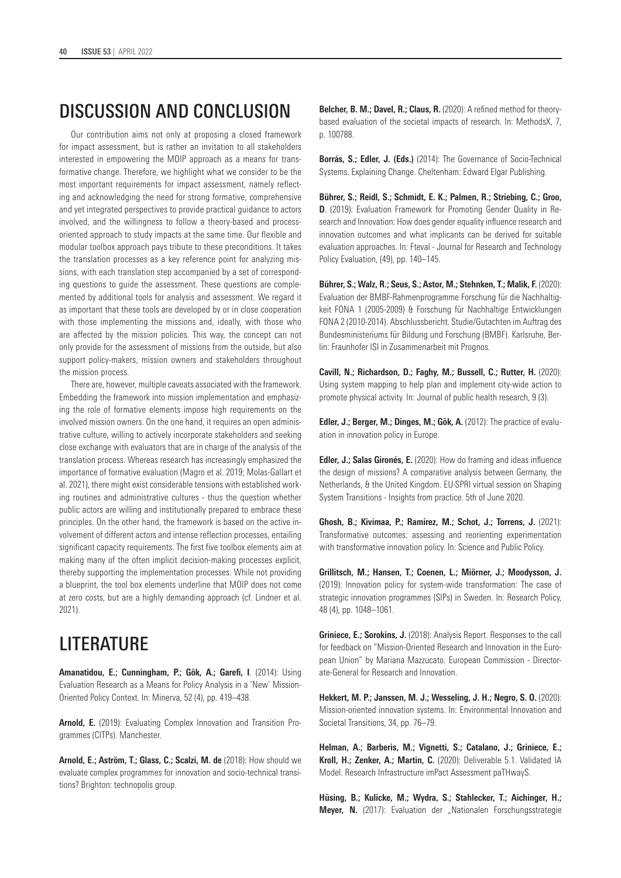## DISCUSSION AND CONCLUSION

Our contribution aims not only at proposing a closed framework for impact assessment, but is rather an invitation to all stakeholders interested in empowering the MOIP approach as a means for transformative change. Therefore, we highlight what we consider to be the most important requirements for impact assessment, namely reflecting and acknowledging the need for strong formative, comprehensive and yet integrated perspectives to provide practical guidance to actors involved, and the willingness to follow a theory-based and process-oriented approach to study impacts at the same time. Our flexible and modular toolbox approach pays tribute to these preconditions. It takes the translation processes as a key reference point for analyzing missions, with each translation step accompanied by a set of corresponding questions to guide the assessment. These questions are complemented by additional tools for analysis and assessment. We regard it as important that these tools are developed by or in close cooperation with those implementing the missions and, ideally, with those who are affected by the mission policies. This way, the concept can not only provide for the assessment of missions from the outside, but also support policy-makers, mission owners and stakeholders throughout the mission process.

There are, however, multiple caveats associated with the framework. Embedding the framework into mission implementation and emphasizing the role of formative elements impose high requirements on the involved mission owners. On the one hand, it requires an open administrative culture, willing to actively incorporate stakeholders and seeking close exchange with evaluators that are in charge of the analysis of the translation process. Whereas research has increasingly emphasized the importance of formative evaluation (Magro et al. 2019; Molas-Gallart et al. 2021), there might exist considerable tensions with established working routines and administrative cultures - thus the question whether public actors are willing and institutionally prepared to embrace these principles. On the other hand, the framework is based on the active involvement of different actors and intense reflection processes, entailing significant capacity requirements. The first five toolbox elements aim at making many of the often implicit decision-making processes explicit, thereby supporting the implementation processes. While not providing a blueprint, the tool box elements underline that MOIP does not come at zero costs, but are a highly demanding approach (cf. Lindner et al. 2021).

## LITERATURE

**Amanatidou, E.; Cunningham, P.; Gök, A.; Garefi, I**. (2014): Using Evaluation Research as a Means for Policy Analysis in a 'New' Mission-Oriented Policy Context. In: Minerva, 52 (4), pp. 419–438.

**Arnold, E.** (2019): Evaluating Complex Innovation and Transition Programmes (CITPs). Manchester.

**Arnold, E.; Aström, T.; Glass, C.; Scalzi, M. de** (2018): How should we evaluate complex programmes for innovation and socio-technical transitions? Brighton: technopolis group.

**Belcher, B. M.; Davel, R.; Claus, R.** (2020): A refined method for theory-based evaluation of the societal impacts of research. In: MethodsX, 7, p. 100788.

**Borrás, S.; Edler, J. (Eds.)** (2014): The Governance of Socio-Technical Systems. Explaining Change. Cheltenham: Edward Elgar Publishing.

**Bührer, S.; Reidl, S.; Schmidt, E. K.; Palmen, R.; Striebing, C.; Groo, D**. (2019): Evaluation Framework for Promoting Gender Quality in Research and Innovation: How does gender equality influence research and innovation outcomes and what implicants can be derived for suitable evaluation approaches. In: Fteval - Journal for Research and Technology Policy Evaluation, (49), pp. 140–145.

**Bührer, S.; Walz, R.; Seus, S.; Astor, M.; Stehnken, T.; Malik, F.** (2020): Evaluation der BMBF-Rahmenprogramme Forschung für die Nachhaltigkeit FONA 1 (2005-2009) & Forschung für Nachhaltige Entwicklungen FONA 2 (2010-2014). Abschlussbericht. Studie/Gutachten im Auftrag des Bundesministeriums für Bildung und Forschung (BMBF). Karlsruhe, Berlin: Fraunhofer ISI in Zusammenarbeit mit Prognos.

**Cavill, N.; Richardson, D.; Faghy, M.; Bussell, C.; Rutter, H.** (2020): Using system mapping to help plan and implement city-wide action to promote physical activity. In: Journal of public health research, 9 (3).

**Edler, J.; Berger, M.; Dinges, M.; Gök, A.** (2012): The practice of evaluation in innovation policy in Europe.

**Edler, J.; Salas Gironés, E.** (2020): How do framing and ideas influence the design of missions? A comparative analysis between Germany, the Netherlands, & the United Kingdom. EU-SPRI virtual session on Shaping System Transitions - Insights from practice. 5th of June 2020.

**Ghosh, B.; Kivimaa, P.; Ramirez, M.; Schot, J.; Torrens, J.** (2021): Transformative outcomes: assessing and reorienting experimentation with transformative innovation policy. In: Science and Public Policy.

**Grillitsch, M.; Hansen, T.; Coenen, L.; Miörner, J.; Moodysson, J.** (2019): Innovation policy for system-wide transformation: The case of strategic innovation programmes (SIPs) in Sweden. In: Research Policy, 48 (4), pp. 1048–1061.

**Griniece, E.; Sorokins, J.** (2018): Analysis Report. Responses to the call for feedback on "Mission-Oriented Research and Innovation in the European Union" by Mariana Mazzucato. European Commission - Directorate-General for Research and Innovation.

**Hekkert, M. P.; Janssen, M. J.; Wesseling, J. H.; Negro, S. O.** (2020): Mission-oriented innovation systems. In: Environmental Innovation and Societal Transitions, 34, pp. 76–79.

**Helman, A.; Barberis, M.; Vignetti, S.; Catalano, J.; Griniece, E.; Kroll, H.; Zenker, A.; Martin, C.** (2020): Deliverable 5.1. Validated IA Model. Research Infrastructure imPact Assessment paTHwayS.

**Hüsing, B.; Kulicke, M.; Wydra, S.; Stahlecker, T.; Aichinger, H.; Meyer, N.** (2017): Evaluation der „Nationalen Forschungsstrategie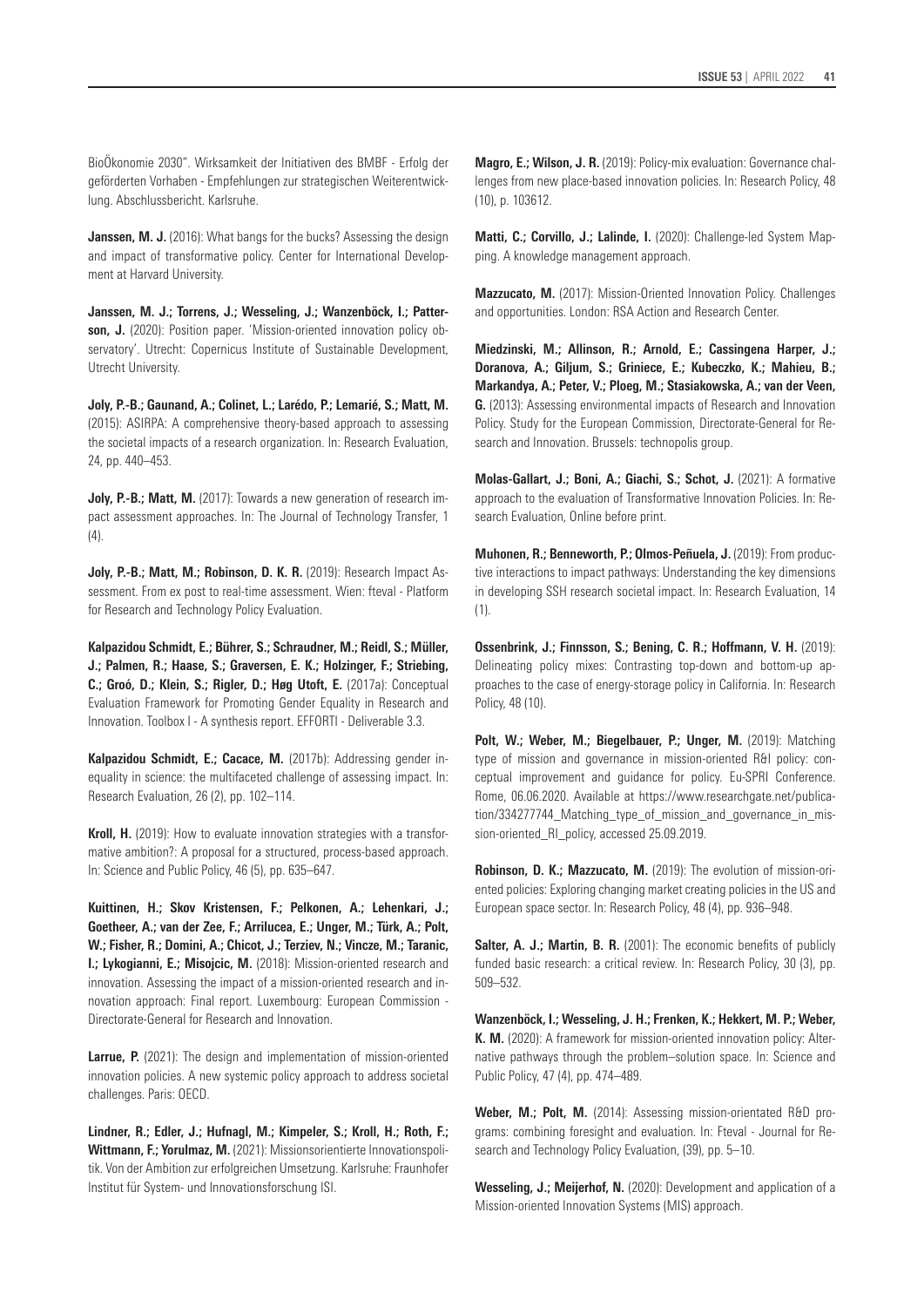BioÖkonomie 2030". Wirksamkeit der Initiativen des BMBF - Erfolg der geförderten Vorhaben - Empfehlungen zur strategischen Weiterentwicklung. Abschlussbericht. Karlsruhe.

**Janssen, M. J.** (2016): What bangs for the bucks? Assessing the design and impact of transformative policy. Center for International Development at Harvard University.

**Janssen, M. J.; Torrens, J.; Wesseling, J.; Wanzenböck, I.; Patterson, J.** (2020): Position paper. 'Mission-oriented innovation policy observatory'. Utrecht: Copernicus Institute of Sustainable Development, Utrecht University.

**Joly, P.-B.; Gaunand, A.; Colinet, L.; Larédo, P.; Lemarié, S.; Matt, M.** (2015): ASIRPA: A comprehensive theory-based approach to assessing the societal impacts of a research organization. In: Research Evaluation, 24, pp. 440–453.

**Joly, P.-B.; Matt, M.** (2017): Towards a new generation of research impact assessment approaches. In: The Journal of Technology Transfer, 1 (4).

**Joly, P.-B.; Matt, M.; Robinson, D. K. R.** (2019): Research Impact Assessment. From ex post to real-time assessment. Wien: fteval - Platform for Research and Technology Policy Evaluation.

**Kalpazidou Schmidt, E.; Bührer, S.; Schraudner, M.; Reidl, S.; Müller, J.; Palmen, R.; Haase, S.; Graversen, E. K.; Holzinger, F.; Striebing, C.; Groó, D.; Klein, S.; Rigler, D.; Høg Utoft, E.** (2017a): Conceptual Evaluation Framework for Promoting Gender Equality in Research and Innovation. Toolbox I - A synthesis report. EFFORTI - Deliverable 3.3.

**Kalpazidou Schmidt, E.; Cacace, M.** (2017b): Addressing gender inequality in science: the multifaceted challenge of assessing impact. In: Research Evaluation, 26 (2), pp. 102–114.

**Kroll, H.** (2019): How to evaluate innovation strategies with a transformative ambition?: A proposal for a structured, process-based approach. In: Science and Public Policy, 46 (5), pp. 635–647.

**Kuittinen, H.; Skov Kristensen, F.; Pelkonen, A.; Lehenkari, J.; Goetheer, A.; van der Zee, F.; Arrilucea, E.; Unger, M.; Türk, A.; Polt, W.; Fisher, R.; Domini, A.; Chicot, J.; Terziev, N.; Vincze, M.; Taranic, I.; Lykogianni, E.; Misojcic, M.** (2018): Mission-oriented research and innovation. Assessing the impact of a mission-oriented research and innovation approach: Final report. Luxembourg: European Commission - Directorate-General for Research and Innovation.

**Larrue, P.** (2021): The design and implementation of mission-oriented innovation policies. A new systemic policy approach to address societal challenges. Paris: OECD.

**Lindner, R.; Edler, J.; Hufnagl, M.; Kimpeler, S.; Kroll, H.; Roth, F.; Wittmann, F.; Yorulmaz, M.** (2021): Missionsorientierte Innovationspolitik. Von der Ambition zur erfolgreichen Umsetzung. Karlsruhe: Fraunhofer Institut für System- und Innovationsforschung ISI.

**Magro, E.; Wilson, J. R.** (2019): Policy-mix evaluation: Governance challenges from new place-based innovation policies. In: Research Policy, 48 (10), p. 103612.

**Matti, C.; Corvillo, J.; Lalinde, I.** (2020): Challenge-led System Mapping. A knowledge management approach.

**Mazzucato, M.** (2017): Mission-Oriented Innovation Policy. Challenges and opportunities. London: RSA Action and Research Center.

**Miedzinski, M.; Allinson, R.; Arnold, E.; Cassingena Harper, J.; Doranova, A.; Giljum, S.; Griniece, E.; Kubeczko, K.; Mahieu, B.; Markandya, A.; Peter, V.; Ploeg, M.; Stasiakowska, A.; van der Veen, G.** (2013): Assessing environmental impacts of Research and Innovation Policy. Study for the European Commission, Directorate-General for Research and Innovation. Brussels: technopolis group.

**Molas-Gallart, J.; Boni, A.; Giachi, S.; Schot, J.** (2021): A formative approach to the evaluation of Transformative Innovation Policies. In: Research Evaluation, Online before print.

**Muhonen, R.; Benneworth, P.; Olmos-Peñuela, J.** (2019): From productive interactions to impact pathways: Understanding the key dimensions in developing SSH research societal impact. In: Research Evaluation, 14 (1).

**Ossenbrink, J.; Finnsson, S.; Bening, C. R.; Hoffmann, V. H.** (2019): Delineating policy mixes: Contrasting top-down and bottom-up approaches to the case of energy-storage policy in California. In: Research Policy, 48 (10).

**Polt, W.; Weber, M.; Biegelbauer, P.; Unger, M.** (2019): Matching type of mission and governance in mission-oriented R&I policy: conceptual improvement and guidance for policy. Eu-SPRI Conference. Rome, 06.06.2020. Available at https://www.researchgate.net/publication/334277744_Matching_type_of_mission_and_governance_in_mission-oriented_RI_policy, accessed 25.09.2019.

**Robinson, D. K.; Mazzucato, M.** (2019): The evolution of mission-oriented policies: Exploring changing market creating policies in the US and European space sector. In: Research Policy, 48 (4), pp. 936–948.

**Salter, A. J.; Martin, B. R.** (2001): The economic benefits of publicly funded basic research: a critical review. In: Research Policy, 30 (3), pp. 509–532.

**Wanzenböck, I.; Wesseling, J. H.; Frenken, K.; Hekkert, M. P.; Weber, K. M.** (2020): A framework for mission-oriented innovation policy: Alternative pathways through the problem–solution space. In: Science and Public Policy, 47 (4), pp. 474–489.

**Weber, M.; Polt, M.** (2014): Assessing mission-orientated R&D programs: combining foresight and evaluation. In: Fteval - Journal for Research and Technology Policy Evaluation, (39), pp. 5–10.

**Wesseling, J.; Meijerhof, N.** (2020): Development and application of a Mission-oriented Innovation Systems (MIS) approach.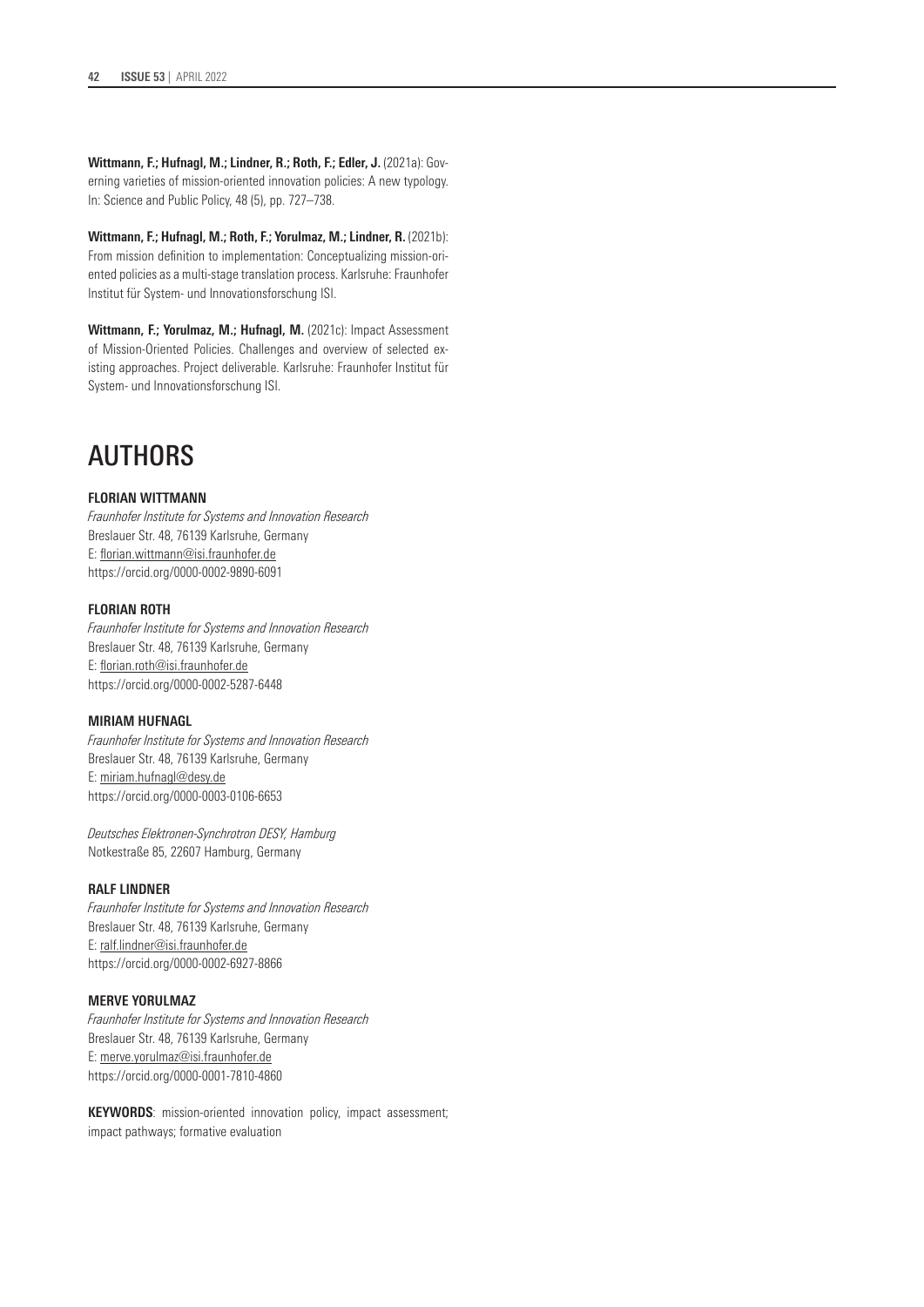**Wittmann, F.; Hufnagl, M.; Lindner, R.; Roth, F.; Edler, J.** (2021a): Governing varieties of mission-oriented innovation policies: A new typology. In: Science and Public Policy, 48 (5), pp. 727–738.

**Wittmann, F.; Hufnagl, M.; Roth, F.; Yorulmaz, M.; Lindner, R.** (2021b): From mission definition to implementation: Conceptualizing mission-oriented policies as a multi-stage translation process. Karlsruhe: Fraunhofer Institut für System- und Innovationsforschung ISI.

**Wittmann, F.; Yorulmaz, M.; Hufnagl, M.** (2021c): Impact Assessment of Mission-Oriented Policies. Challenges and overview of selected existing approaches. Project deliverable. Karlsruhe: Fraunhofer Institut für System- und Innovationsforschung ISI.

# AUTHORS

**FLORIAN WITTMANN**
*Fraunhofer Institute for Systems and Innovation Research*
Breslauer Str. 48, 76139 Karlsruhe, Germany
E: florian.wittmann@isi.fraunhofer.de
https://orcid.org/0000-0002-9890-6091

**FLORIAN ROTH**
*Fraunhofer Institute for Systems and Innovation Research*
Breslauer Str. 48, 76139 Karlsruhe, Germany
E: florian.roth@isi.fraunhofer.de
https://orcid.org/0000-0002-5287-6448

**MIRIAM HUFNAGL**
*Fraunhofer Institute for Systems and Innovation Research*
Breslauer Str. 48, 76139 Karlsruhe, Germany
E: miriam.hufnagl@desy.de
https://orcid.org/0000-0003-0106-6653

*Deutsches Elektronen-Synchrotron DESY, Hamburg*
Notkestraße 85, 22607 Hamburg, Germany

**RALF LINDNER**
*Fraunhofer Institute for Systems and Innovation Research*
Breslauer Str. 48, 76139 Karlsruhe, Germany
E: ralf.lindner@isi.fraunhofer.de
https://orcid.org/0000-0002-6927-8866

**MERVE YORULMAZ**
*Fraunhofer Institute for Systems and Innovation Research*
Breslauer Str. 48, 76139 Karlsruhe, Germany
E: merve.yorulmaz@isi.fraunhofer.de
https://orcid.org/0000-0001-7810-4860

**KEYWORDS**: mission-oriented innovation policy, impact assessment; impact pathways; formative evaluation